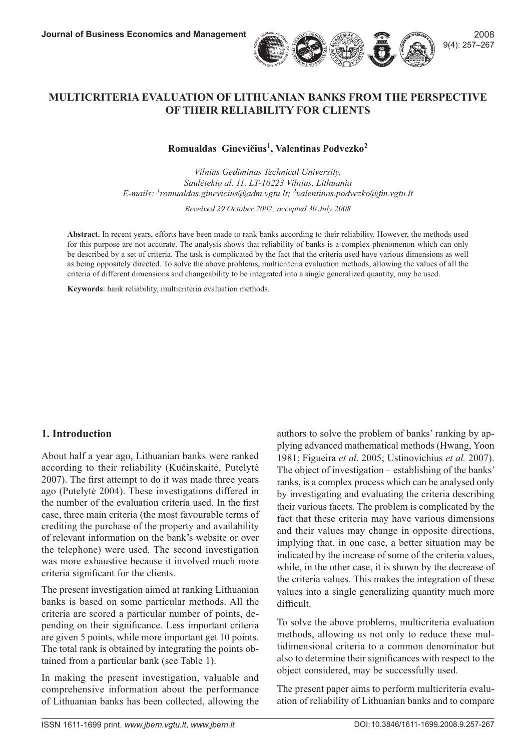# MULTICRITERIA EVALUATION OF LITHUANIAN BANKS FROM THE PERSPECTIVE OF THEIR RELIABILITY FOR CLIENTS

**Romualdas Ginevičius[1], Valentinas Podvezko[2]**

*Vilnius Gediminas Technical University, Saulėtekio al. 11, LT-10223 Vilnius, Lithuania*
*E-mails: [1]romualdas.ginevicius@adm.vgtu.lt; [2]valentinas.podvezko@fm.vgtu.lt*

*Received 29 October 2007; accepted 30 July 2008*

**Abstract.** In recent years, efforts have been made to rank banks according to their reliability. However, the methods used for this purpose are not accurate. The analysis shows that reliability of banks is a complex phenomenon which can only be described by a set of criteria. The task is complicated by the fact that the criteria used have various dimensions as well as being oppositely directed. To solve the above problems, multicriteria evaluation methods, allowing the values of all the criteria of different dimensions and changeability to be integrated into a single generalized quantity, may be used.

**Keywords**: bank reliability, multicriteria evaluation methods.

## 1. Introduction

About half a year ago, Lithuanian banks were ranked according to their reliability (Kučinskaitė, Putelytė 2007). The first attempt to do it was made three years ago (Putelytė 2004). These investigations differed in the number of the evaluation criteria used. In the first case, three main criteria (the most favourable terms of crediting the purchase of the property and availability of relevant information on the bank's website or over the telephone) were used. The second investigation was more exhaustive because it involved much more criteria significant for the clients.

The present investigation aimed at ranking Lithuanian banks is based on some particular methods. All the criteria are scored a particular number of points, depending on their significance. Less important criteria are given 5 points, while more important get 10 points. The total rank is obtained by integrating the points obtained from a particular bank (see Table 1).

In making the present investigation, valuable and comprehensive information about the performance of Lithuanian banks has been collected, allowing the authors to solve the problem of banks' ranking by applying advanced mathematical methods (Hwang, Yoon 1981; Figueira *et al*. 2005; Ustinovichius *et al.* 2007). The object of investigation – establishing of the banks' ranks, is a complex process which can be analysed only by investigating and evaluating the criteria describing their various facets. The problem is complicated by the fact that these criteria may have various dimensions and their values may change in opposite directions, implying that, in one case, a better situation may be indicated by the increase of some of the criteria values, while, in the other case, it is shown by the decrease of the criteria values. This makes the integration of these values into a single generalizing quantity much more difficult.

To solve the above problems, multicriteria evaluation methods, allowing us not only to reduce these multidimensional criteria to a common denominator but also to determine their significances with respect to the object considered, may be successfully used.

The present paper aims to perform multicriteria evaluation of reliability of Lithuanian banks and to compare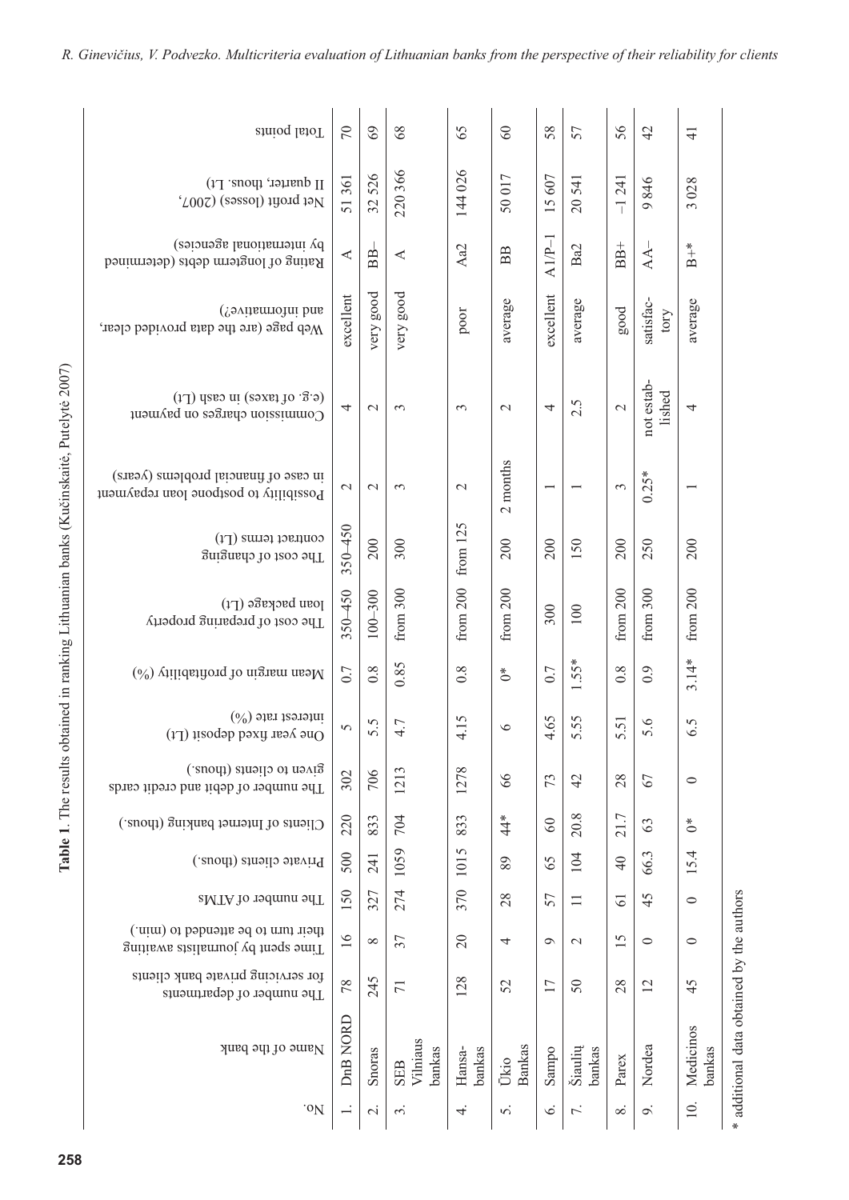**Table 1**. The results obtained in ranking Lithuanian banks (Kučinskaitė, Putelytė 2007)

| No. | Name of the bank | The number of departments for servicing private bank clients | Time spent by journalists awaiting their turn to be attended to (min.) | The number of ATMs | Private clients (thous.) | Clients of Internet banking (thous.) | The number of debit and credit cards given to clients (thous.) | One year fixed deposit (Lt) interest rate (%) | Mean margin of profitability (%) | The cost of preparing property loan package (Lt) | The cost of changing contract terms (Lt) | Possibility to postpone loan repayment in case of financial problems (years) | Commission charges on payment (e.g. of taxes) in cash (Lt) | Web page (are the data provided clear, and informative?) | Rating of longterm debts (determined by international agencies) | Net profit (losses) (2007, II quarter, thous. Lt) | Total points |
|---|---|---|---|---|---|---|---|---|---|---|---|---|---|---|---|---|---|
| 1. | DnB NORD | 78 | 16 | 150 | 500 | 220 | 302 | 5 | 0.7 | 350–450 | 350–450 | 2 | 4 | excellent | A | 51 361 | 70 |
| 2. | Snoras | 245 | 8 | 327 | 241 | 833 | 706 | 5.5 | 0.8 | 100–300 | 200 | 2 | 2 | very good | BB– | 32 526 | 69 |
| 3. | SEB Vilniaus bankas | 71 | 37 | 274 | 1059 | 704 | 1213 | 4.7 | 0.85 | from 300 | 300 | 3 | 3 | very good | A | 220 366 | 68 |
| 4. | Hansa-bankas | 128 | 20 | 370 | 1015 | 833 | 1278 | 4.15 | 0.8 | from 200 | from 125 | 2 | 3 | poor | Aa2 | 144 026 | 65 |
| 5. | Ūkio Bankas | 52 | 4 | 28 | 89 | 44* | 66 | 6 | 0* | from 200 | 200 | 2 months | 2 | average | BB | 50 017 | 60 |
| 6. | Sampo | 17 | 9 | 57 | 65 | 60 | 73 | 4.65 | 0.7 | 300 | 200 | 1 | 4 | excellent | A1/P–1 | 15 607 | 58 |
| 7. | Šiaulių bankas | 50 | 2 | 11 | 104 | 20.8 | 42 | 5.55 | 1.55* | 100 | 150 | 1 | 2.5 | average | Ba2 | 20 541 | 57 |
| 8. | Parex | 28 | 15 | 61 | 40 | 21.7 | 28 | 5.51 | 0.8 | from 200 | 200 | 3 | 2 | good | BB+ | –1 241 | 56 |
| 9. | Nordea | 12 | 0 | 45 | 66.3 | 63 | 67 | 5.6 | 0.9 | from 300 | 250 | 0.25* | not established | satisfactory | AA– | 9 846 | 42 |
| 10. | Medicinos bankas | 45 | 0 | 0 | 15.4 | 0* | 0 | 6.5 | 3.14* | from 200 | 200 | 1 | 4 | average | B+* | 3 028 | 41 |

\* additional data obtained by the authors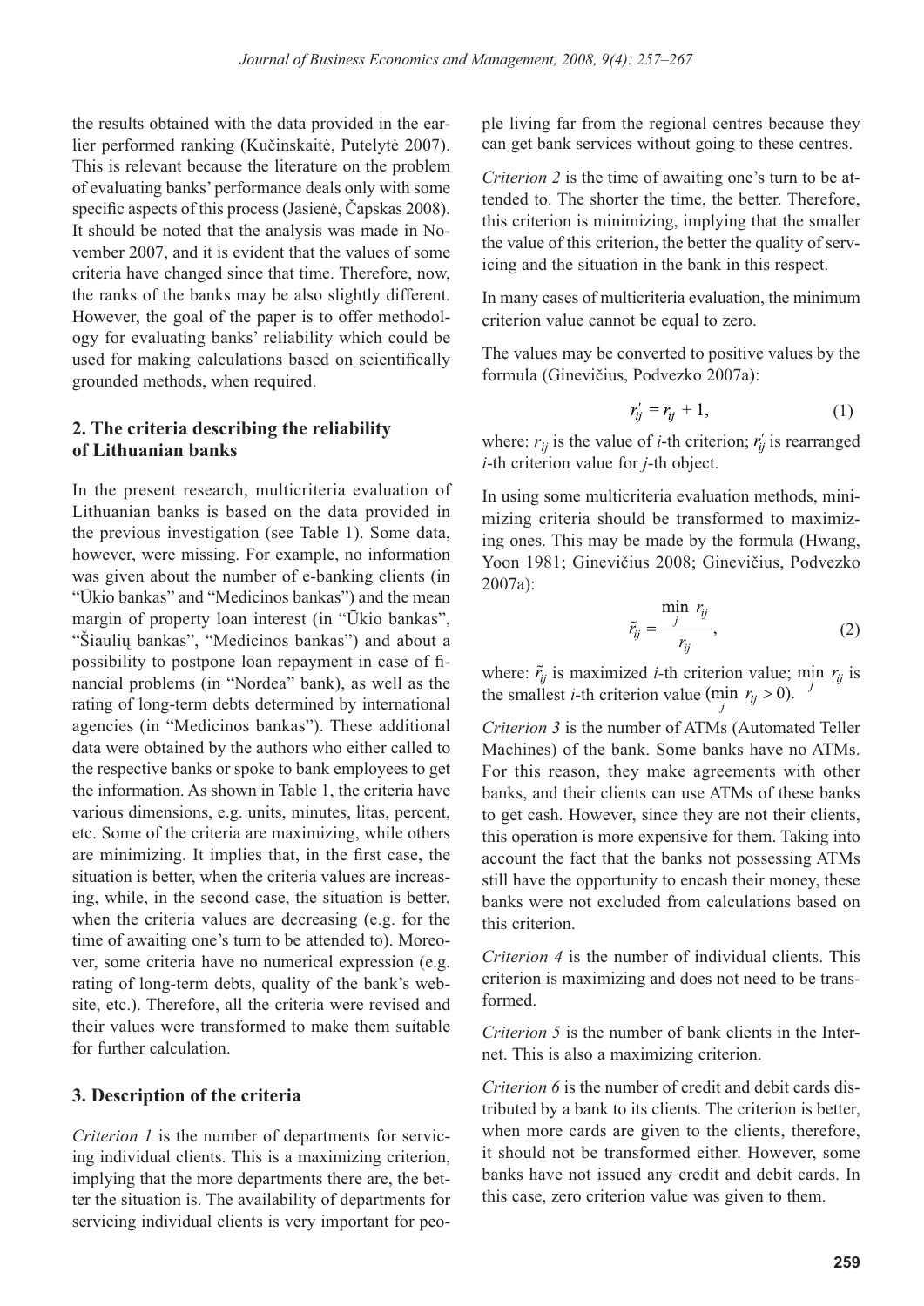the results obtained with the data provided in the earlier performed ranking (Kučinskaitė, Putelytė 2007). This is relevant because the literature on the problem of evaluating banks' performance deals only with some specific aspects of this process (Jasienė, Čapskas 2008). It should be noted that the analysis was made in November 2007, and it is evident that the values of some criteria have changed since that time. Therefore, now, the ranks of the banks may be also slightly different. However, the goal of the paper is to offer methodology for evaluating banks' reliability which could be used for making calculations based on scientifically grounded methods, when required.

## 2. The criteria describing the reliability of Lithuanian banks

In the present research, multicriteria evaluation of Lithuanian banks is based on the data provided in the previous investigation (see Table 1). Some data, however, were missing. For example, no information was given about the number of e-banking clients (in "Ūkio bankas" and "Medicinos bankas") and the mean margin of property loan interest (in "Ūkio bankas", "Šiaulių bankas", "Medicinos bankas") and about a possibility to postpone loan repayment in case of financial problems (in "Nordea" bank), as well as the rating of long-term debts determined by international agencies (in "Medicinos bankas"). These additional data were obtained by the authors who either called to the respective banks or spoke to bank employees to get the information. As shown in Table 1, the criteria have various dimensions, e.g. units, minutes, litas, percent, etc. Some of the criteria are maximizing, while others are minimizing. It implies that, in the first case, the situation is better, when the criteria values are increasing, while, in the second case, the situation is better, when the criteria values are decreasing (e.g. for the time of awaiting one's turn to be attended to). Moreover, some criteria have no numerical expression (e.g. rating of long-term debts, quality of the bank's website, etc.). Therefore, all the criteria were revised and their values were transformed to make them suitable for further calculation.

## 3. Description of the criteria

*Criterion 1* is the number of departments for servicing individual clients. This is a maximizing criterion, implying that the more departments there are, the better the situation is. The availability of departments for servicing individual clients is very important for people living far from the regional centres because they can get bank services without going to these centres.

*Criterion 2* is the time of awaiting one's turn to be attended to. The shorter the time, the better. Therefore, this criterion is minimizing, implying that the smaller the value of this criterion, the better the quality of servicing and the situation in the bank in this respect.

In many cases of multicriteria evaluation, the minimum criterion value cannot be equal to zero.

The values may be converted to positive values by the formula (Ginevičius, Podvezko 2007a):

$$r'_{ij} = r_{ij} + 1, \tag{1}$$

where: $r_{ij}$ is the value of *i*-th criterion; $r'_{ij}$ is rearranged *i*-th criterion value for *j*-th object.

In using some multicriteria evaluation methods, minimizing criteria should be transformed to maximizing ones. This may be made by the formula (Hwang, Yoon 1981; Ginevičius 2008; Ginevičius, Podvezko 2007a):

$$\tilde{r}_{ij} = \frac{\min\limits_{j} r_{ij}}{r_{ij}}, \tag{2}$$

where: $\tilde{r}_{ij}$ is maximized *i*-th criterion value; $\min\limits_{j} r_{ij}$ is the smallest *i*-th criterion value ($\min\limits_{j} r_{ij} > 0$).

*Criterion 3* is the number of ATMs (Automated Teller Machines) of the bank. Some banks have no ATMs. For this reason, they make agreements with other banks, and their clients can use ATMs of these banks to get cash. However, since they are not their clients, this operation is more expensive for them. Taking into account the fact that the banks not possessing ATMs still have the opportunity to encash their money, these banks were not excluded from calculations based on this criterion.

*Criterion 4* is the number of individual clients. This criterion is maximizing and does not need to be transformed.

*Criterion 5* is the number of bank clients in the Internet. This is also a maximizing criterion.

*Criterion 6* is the number of credit and debit cards distributed by a bank to its clients. The criterion is better, when more cards are given to the clients, therefore, it should not be transformed either. However, some banks have not issued any credit and debit cards. In this case, zero criterion value was given to them.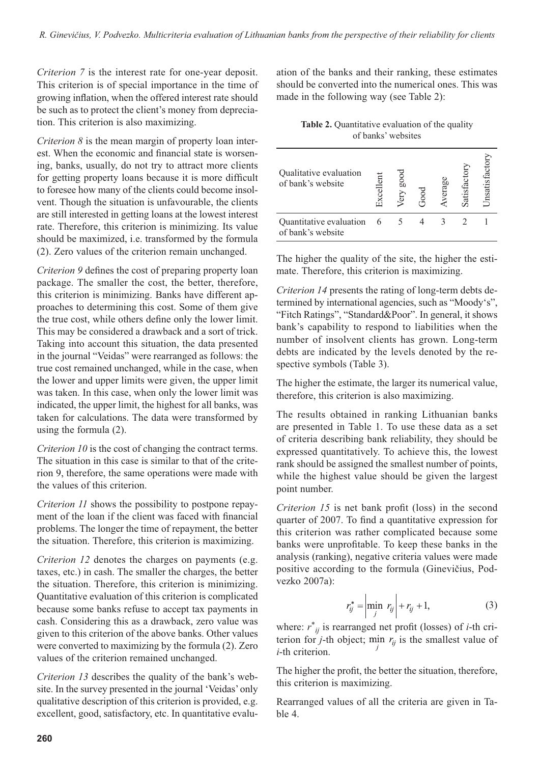*Criterion 7* is the interest rate for one-year deposit. This criterion is of special importance in the time of growing inflation, when the offered interest rate should be such as to protect the client's money from depreciation. This criterion is also maximizing.

*Criterion 8* is the mean margin of property loan interest. When the economic and financial state is worsening, banks, usually, do not try to attract more clients for getting property loans because it is more difficult to foresee how many of the clients could become insolvent. Though the situation is unfavourable, the clients are still interested in getting loans at the lowest interest rate. Therefore, this criterion is minimizing. Its value should be maximized, i.e. transformed by the formula (2). Zero values of the criterion remain unchanged.

*Criterion 9* defines the cost of preparing property loan package. The smaller the cost, the better, therefore, this criterion is minimizing. Banks have different approaches to determining this cost. Some of them give the true cost, while others define only the lower limit. This may be considered a drawback and a sort of trick. Taking into account this situation, the data presented in the journal "Veidas" were rearranged as follows: the true cost remained unchanged, while in the case, when the lower and upper limits were given, the upper limit was taken. In this case, when only the lower limit was indicated, the upper limit, the highest for all banks, was taken for calculations. The data were transformed by using the formula (2).

*Criterion 10* is the cost of changing the contract terms. The situation in this case is similar to that of the criterion 9, therefore, the same operations were made with the values of this criterion.

*Criterion 11* shows the possibility to postpone repayment of the loan if the client was faced with financial problems. The longer the time of repayment, the better the situation. Therefore, this criterion is maximizing.

*Criterion 12* denotes the charges on payments (e.g. taxes, etc.) in cash. The smaller the charges, the better the situation. Therefore, this criterion is minimizing. Quantitative evaluation of this criterion is complicated because some banks refuse to accept tax payments in cash. Considering this as a drawback, zero value was given to this criterion of the above banks. Other values were converted to maximizing by the formula (2). Zero values of the criterion remained unchanged.

*Criterion 13* describes the quality of the bank's website. In the survey presented in the journal 'Veidas' only qualitative description of this criterion is provided, e.g. excellent, good, satisfactory, etc. In quantitative evaluation of the banks and their ranking, these estimates should be converted into the numerical ones. This was made in the following way (see Table 2):

**Table 2.** Quantitative evaluation of the quality of banks' websites

| Qualitative evaluation of bank's website | Excellent | Very good | Good | Average | Satisfactory | Unsatisfactory |
|---|---|---|---|---|---|---|
| Quantitative evaluation of bank's website | 6 | 5 | 4 | 3 | 2 | 1 |

The higher the quality of the site, the higher the estimate. Therefore, this criterion is maximizing.

*Criterion 14* presents the rating of long-term debts determined by international agencies, such as "Moody's", "Fitch Ratings", "Standard&Poor". In general, it shows bank's capability to respond to liabilities when the number of insolvent clients has grown. Long-term debts are indicated by the levels denoted by the respective symbols (Table 3).

The higher the estimate, the larger its numerical value, therefore, this criterion is also maximizing.

The results obtained in ranking Lithuanian banks are presented in Table 1. To use these data as a set of criteria describing bank reliability, they should be expressed quantitatively. To achieve this, the lowest rank should be assigned the smallest number of points, while the highest value should be given the largest point number.

*Criterion 15* is net bank profit (loss) in the second quarter of 2007. To find a quantitative expression for this criterion was rather complicated because some banks were unprofitable. To keep these banks in the analysis (ranking), negative criteria values were made positive according to the formula (Ginevičius, Podvezko 2007a):

$$r_{ij}^{*} = \left| \min_{j} r_{ij} \right| + r_{ij} + 1, \tag{3}$$

where: $r^{*}_{ij}$ is rearranged net profit (losses) of $i$-th criterion for $j$-th object; $\min_{j} r_{ij}$ is the smallest value of $i$-th criterion.

The higher the profit, the better the situation, therefore, this criterion is maximizing.

Rearranged values of all the criteria are given in Table 4.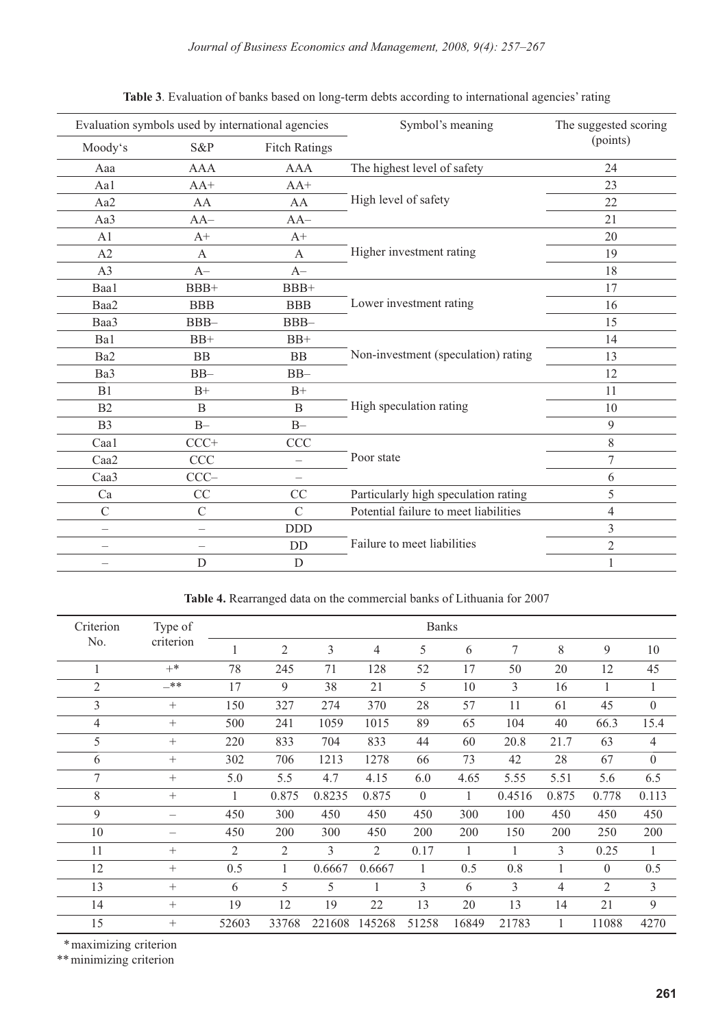**Table 3**. Evaluation of banks based on long-term debts according to international agencies' rating

| Evaluation symbols used by international agencies | | | Symbol's meaning | The suggested scoring (points) |
|---|---|---|---|---|
| Moody's | S&P | Fitch Ratings | | |
| Aaa | AAA | AAA | The highest level of safety | 24 |
| Aa1 | AA+ | AA+ | High level of safety | 23 |
| Aa2 | AA | AA | | 22 |
| Aa3 | AA– | AA– | | 21 |
| A1 | A+ | A+ | Higher investment rating | 20 |
| A2 | A | A | | 19 |
| A3 | A– | A– | | 18 |
| Baa1 | BBB+ | BBB+ | Lower investment rating | 17 |
| Baa2 | BBB | BBB | | 16 |
| Baa3 | BBB– | BBB– | | 15 |
| Ba1 | BB+ | BB+ | Non-investment (speculation) rating | 14 |
| Ba2 | BB | BB | | 13 |
| Ba3 | BB– | BB– | | 12 |
| B1 | B+ | B+ | High speculation rating | 11 |
| B2 | B | B | | 10 |
| B3 | B– | B– | | 9 |
| Caa1 | CCC+ | CCC | Poor state | 8 |
| Caa2 | CCC | – | | 7 |
| Caa3 | CCC– | – | | 6 |
| Ca | CC | CC | Particularly high speculation rating | 5 |
| C | C | C | Potential failure to meet liabilities | 4 |
| – | – | DDD | Failure to meet liabilities | 3 |
| – | – | DD | | 2 |
| – | D | D | | 1 |

**Table 4.** Rearranged data on the commercial banks of Lithuania for 2007

| Criterion No. | Type of criterion | Banks | | | | | | | | | |
|---|---|---|---|---|---|---|---|---|---|---|---|
| | | 1 | 2 | 3 | 4 | 5 | 6 | 7 | 8 | 9 | 10 |
| 1 | +* | 78 | 245 | 71 | 128 | 52 | 17 | 50 | 20 | 12 | 45 |
| 2 | –** | 17 | 9 | 38 | 21 | 5 | 10 | 3 | 16 | 1 | 1 |
| 3 | + | 150 | 327 | 274 | 370 | 28 | 57 | 11 | 61 | 45 | 0 |
| 4 | + | 500 | 241 | 1059 | 1015 | 89 | 65 | 104 | 40 | 66.3 | 15.4 |
| 5 | + | 220 | 833 | 704 | 833 | 44 | 60 | 20.8 | 21.7 | 63 | 4 |
| 6 | + | 302 | 706 | 1213 | 1278 | 66 | 73 | 42 | 28 | 67 | 0 |
| 7 | + | 5.0 | 5.5 | 4.7 | 4.15 | 6.0 | 4.65 | 5.55 | 5.51 | 5.6 | 6.5 |
| 8 | + | 1 | 0.875 | 0.8235 | 0.875 | 0 | 1 | 0.4516 | 0.875 | 0.778 | 0.113 |
| 9 | – | 450 | 300 | 450 | 450 | 450 | 300 | 100 | 450 | 450 | 450 |
| 10 | – | 450 | 200 | 300 | 450 | 200 | 200 | 150 | 200 | 250 | 200 |
| 11 | + | 2 | 2 | 3 | 2 | 0.17 | 1 | 1 | 3 | 0.25 | 1 |
| 12 | + | 0.5 | 1 | 0.6667 | 0.6667 | 1 | 0.5 | 0.8 | 1 | 0 | 0.5 |
| 13 | + | 6 | 5 | 5 | 1 | 3 | 6 | 3 | 4 | 2 | 3 |
| 14 | + | 19 | 12 | 19 | 22 | 13 | 20 | 13 | 14 | 21 | 9 |
| 15 | + | 52603 | 33768 | 221608 | 145268 | 51258 | 16849 | 21783 | 1 | 11088 | 4270 |

\* maximizing criterion

\*\* minimizing criterion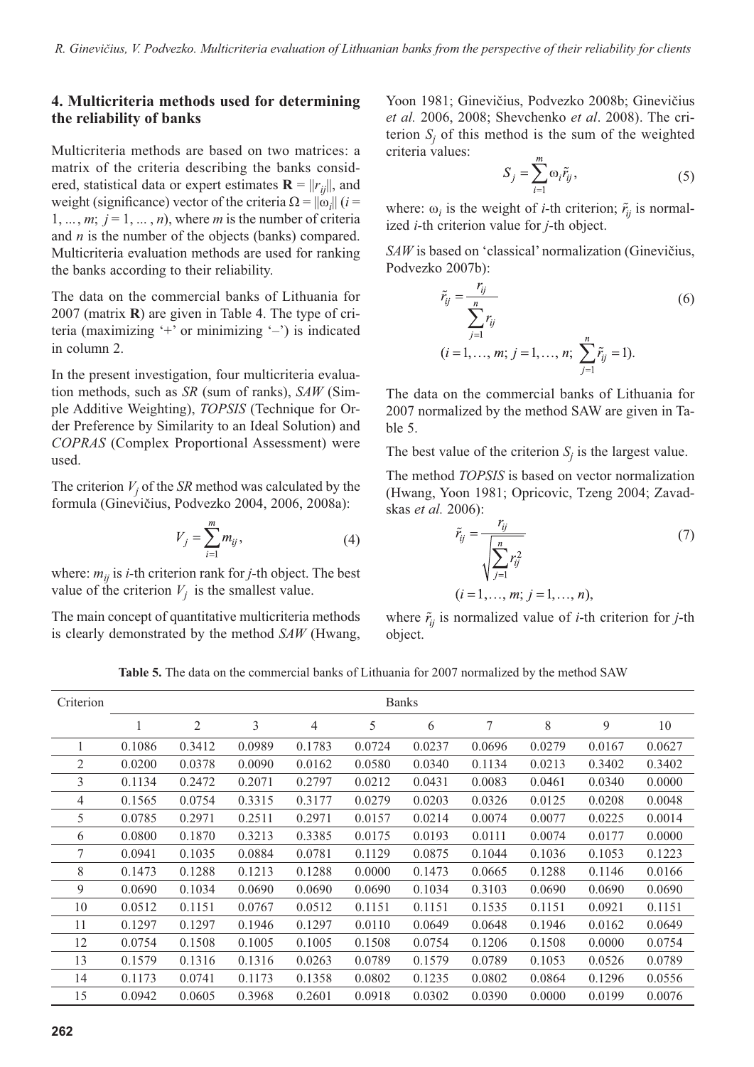## 4. Multicriteria methods used for determining the reliability of banks

Multicriteria methods are based on two matrices: a matrix of the criteria describing the banks considered, statistical data or expert estimates $\mathbf{R} = \|r_{ij}\|$, and weight (significance) vector of the criteria $\Omega = \|\omega_i\|$ ($i = 1, ..., m$; $j = 1, ..., n$), where $m$ is the number of criteria and $n$ is the number of the objects (banks) compared. Multicriteria evaluation methods are used for ranking the banks according to their reliability.

The data on the commercial banks of Lithuania for 2007 (matrix **R**) are given in Table 4. The type of criteria (maximizing '+' or minimizing '–') is indicated in column 2.

In the present investigation, four multicriteria evaluation methods, such as *SR* (sum of ranks), *SAW* (Simple Additive Weighting), *TOPSIS* (Technique for Order Preference by Similarity to an Ideal Solution) and *COPRAS* (Complex Proportional Assessment) were used.

The criterion $V_j$ of the *SR* method was calculated by the formula (Ginevičius, Podvezko 2004, 2006, 2008a):

$$V_j = \sum_{i=1}^{m} m_{ij}, \tag{4}$$

where: $m_{ij}$ is $i$-th criterion rank for $j$-th object. The best value of the criterion $V_j$ is the smallest value.

The main concept of quantitative multicriteria methods is clearly demonstrated by the method *SAW* (Hwang, Yoon 1981; Ginevičius, Podvezko 2008b; Ginevičius *et al.* 2006, 2008; Shevchenko *et al*. 2008). The criterion $S_j$ of this method is the sum of the weighted criteria values:

$$S_j = \sum_{i=1}^{m} \omega_i \tilde{r}_{ij}, \tag{5}$$

where: $\omega_i$ is the weight of $i$-th criterion; $\tilde{r}_{ij}$ is normalized $i$-th criterion value for $j$-th object.

*SAW* is based on 'classical' normalization (Ginevičius, Podvezko 2007b):

$$\tilde{r}_{ij} = \frac{r_{ij}}{\sum_{j=1}^{n} r_{ij}} \tag{6}$$

$$(i = 1, \ldots, m;\ j = 1, \ldots, n;\ \sum_{j=1}^{n} \tilde{r}_{ij} = 1).$$

The data on the commercial banks of Lithuania for 2007 normalized by the method SAW are given in Table 5.

The best value of the criterion $S_j$ is the largest value.

The method *TOPSIS* is based on vector normalization (Hwang, Yoon 1981; Opricovic, Tzeng 2004; Zavadskas *et al.* 2006):

$$\tilde{r}_{ij} = \frac{r_{ij}}{\sqrt{\sum_{j=1}^{n} r_{ij}^2}} \tag{7}$$

$$(i = 1, \ldots, m;\ j = 1, \ldots, n),$$

where $\tilde{r}_{ij}$ is normalized value of $i$-th criterion for $j$-th object.

**Table 5.** The data on the commercial banks of Lithuania for 2007 normalized by the method SAW

| Criterion | Banks | | | | | | | | | |
|---|---|---|---|---|---|---|---|---|---|---|
| | 1 | 2 | 3 | 4 | 5 | 6 | 7 | 8 | 9 | 10 |
| 1 | 0.1086 | 0.3412 | 0.0989 | 0.1783 | 0.0724 | 0.0237 | 0.0696 | 0.0279 | 0.0167 | 0.0627 |
| 2 | 0.0200 | 0.0378 | 0.0090 | 0.0162 | 0.0580 | 0.0340 | 0.1134 | 0.0213 | 0.3402 | 0.3402 |
| 3 | 0.1134 | 0.2472 | 0.2071 | 0.2797 | 0.0212 | 0.0431 | 0.0083 | 0.0461 | 0.0340 | 0.0000 |
| 4 | 0.1565 | 0.0754 | 0.3315 | 0.3177 | 0.0279 | 0.0203 | 0.0326 | 0.0125 | 0.0208 | 0.0048 |
| 5 | 0.0785 | 0.2971 | 0.2511 | 0.2971 | 0.0157 | 0.0214 | 0.0074 | 0.0077 | 0.0225 | 0.0014 |
| 6 | 0.0800 | 0.1870 | 0.3213 | 0.3385 | 0.0175 | 0.0193 | 0.0111 | 0.0074 | 0.0177 | 0.0000 |
| 7 | 0.0941 | 0.1035 | 0.0884 | 0.0781 | 0.1129 | 0.0875 | 0.1044 | 0.1036 | 0.1053 | 0.1223 |
| 8 | 0.1473 | 0.1288 | 0.1213 | 0.1288 | 0.0000 | 0.1473 | 0.0665 | 0.1288 | 0.1146 | 0.0166 |
| 9 | 0.0690 | 0.1034 | 0.0690 | 0.0690 | 0.0690 | 0.1034 | 0.3103 | 0.0690 | 0.0690 | 0.0690 |
| 10 | 0.0512 | 0.1151 | 0.0767 | 0.0512 | 0.1151 | 0.1151 | 0.1535 | 0.1151 | 0.0921 | 0.1151 |
| 11 | 0.1297 | 0.1297 | 0.1946 | 0.1297 | 0.0110 | 0.0649 | 0.0648 | 0.1946 | 0.0162 | 0.0649 |
| 12 | 0.0754 | 0.1508 | 0.1005 | 0.1005 | 0.1508 | 0.0754 | 0.1206 | 0.1508 | 0.0000 | 0.0754 |
| 13 | 0.1579 | 0.1316 | 0.1316 | 0.0263 | 0.0789 | 0.1579 | 0.0789 | 0.1053 | 0.0526 | 0.0789 |
| 14 | 0.1173 | 0.0741 | 0.1173 | 0.1358 | 0.0802 | 0.1235 | 0.0802 | 0.0864 | 0.1296 | 0.0556 |
| 15 | 0.0942 | 0.0605 | 0.3968 | 0.2601 | 0.0918 | 0.0302 | 0.0390 | 0.0000 | 0.0199 | 0.0076 |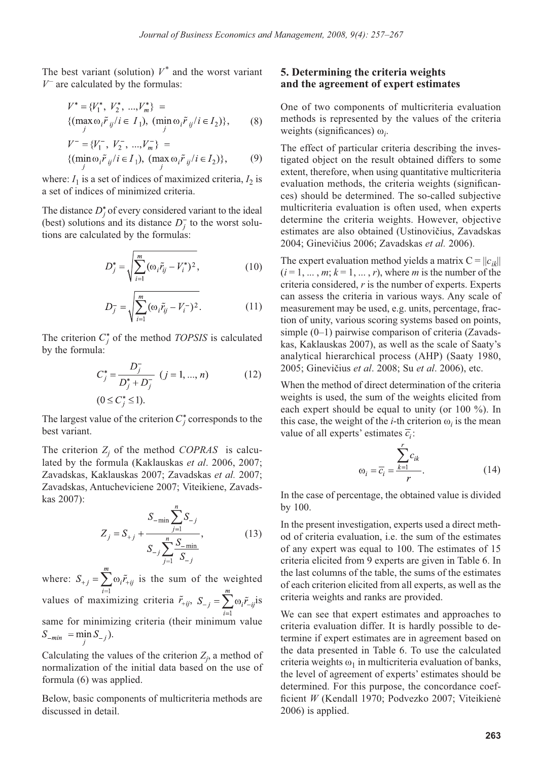The best variant (solution) $V^*$ and the worst variant $V^-$ are calculated by the formulas:

$$V^* = \{V_1^*, V_2^*, ..., V_m^*\} = \{(\max_j \omega_i \tilde{r}_{ij} / i \in I_1), (\min_j \omega_i \tilde{r}_{ij} / i \in I_2)\}, \quad (8)$$

$$V^- = \{V_1^-, V_2^-, ..., V_m^-\} = \{(\min_j \omega_i \tilde{r}_{ij} / i \in I_1), (\max_j \omega_i \tilde{r}_{ij} / i \in I_2)\}, \quad (9)$$

where: $I_1$ is a set of indices of maximized criteria, $I_2$ is a set of indices of minimized criteria.

The distance $D_j^*$ of every considered variant to the ideal (best) solutions and its distance $D_j^-$ to the worst solutions are calculated by the formulas:

$$D_j^* = \sqrt{\sum_{i=1}^{m} (\omega_i \tilde{r}_{ij} - V_i^*)^2}, \quad (10)$$

$$D_j^- = \sqrt{\sum_{i=1}^{m} (\omega_i \tilde{r}_{ij} - V_i^-)^2}. \quad (11)$$

The criterion $C_j^*$ of the method *TOPSIS* is calculated by the formula:

$$C_j^* = \frac{D_j^-}{D_j^* + D_j^-} \quad (j = 1, ..., n) \quad (12)$$

$$(0 \leq C_j^* \leq 1).$$

The largest value of the criterion $C_j^*$ corresponds to the best variant.

The criterion $Z_j$ of the method *COPRAS* is calculated by the formula (Kaklauskas *et al*. 2006, 2007; Zavadskas, Kaklauskas 2007; Zavadskas *et al.* 2007; Zavadskas, Antucheviciene 2007; Viteikiene, Zavadskas 2007):

$$Z_j = S_{+j} + \frac{S_{-\min} \sum_{j=1}^{n} S_{-j}}{S_{-j} \sum_{j=1}^{n} \frac{S_{-\min}}{S_{-j}}}, \quad (13)$$

where: $S_{+j} = \sum_{i=1}^{m} \omega_i \tilde{r}_{+ij}$ is the sum of the weighted values of maximizing criteria $\tilde{r}_{+ij}$, $S_{-j} = \sum_{i=1}^{m} \omega_i \tilde{r}_{-ij}$ is same for minimizing criteria (their minimum value $S_{-min} = \min_j S_{-j}$).

Calculating the values of the criterion $Z_j$, a method of normalization of the initial data based on the use of formula (6) was applied.

Below, basic components of multicriteria methods are discussed in detail.

## 5. Determining the criteria weights and the agreement of expert estimates

One of two components of multicriteria evaluation methods is represented by the values of the criteria weights (significances) $\omega_i$.

The effect of particular criteria describing the investigated object on the result obtained differs to some extent, therefore, when using quantitative multicriteria evaluation methods, the criteria weights (significances) should be determined. The so-called subjective multicriteria evaluation is often used, when experts determine the criteria weights. However, objective estimates are also obtained (Ustinovičius, Zavadskas 2004; Ginevičius 2006; Zavadskas *et al.* 2006).

The expert evaluation method yields a matrix $C = ||c_{ik}||$ ($i = 1, ..., m$; $k = 1, ..., r$), where $m$ is the number of the criteria considered, $r$ is the number of experts. Experts can assess the criteria in various ways. Any scale of measurement may be used, e.g. units, percentage, fraction of unity, various scoring systems based on points, simple (0–1) pairwise comparison of criteria (Zavadskas, Kaklauskas 2007), as well as the scale of Saaty's analytical hierarchical process (AHP) (Saaty 1980, 2005; Ginevičius *et al*. 2008; Su *et al*. 2006), etc.

When the method of direct determination of the criteria weights is used, the sum of the weights elicited from each expert should be equal to unity (or 100 %). In this case, the weight of the *i*-th criterion $\omega_i$ is the mean value of all experts' estimates $\bar{c}_i$:

$$\omega_i = \bar{c}_i = \frac{\sum_{k=1}^{r} c_{ik}}{r}. \quad (14)$$

In the case of percentage, the obtained value is divided by 100.

In the present investigation, experts used a direct method of criteria evaluation, i.e. the sum of the estimates of any expert was equal to 100. The estimates of 15 criteria elicited from 9 experts are given in Table 6. In the last columns of the table, the sums of the estimates of each criterion elicited from all experts, as well as the criteria weights and ranks are provided.

We can see that expert estimates and approaches to criteria evaluation differ. It is hardly possible to determine if expert estimates are in agreement based on the data presented in Table 6. To use the calculated criteria weights $\omega_1$ in multicriteria evaluation of banks, the level of agreement of experts' estimates should be determined. For this purpose, the concordance coefficient $W$ (Kendall 1970; Podvezko 2007; Viteikienė 2006) is applied.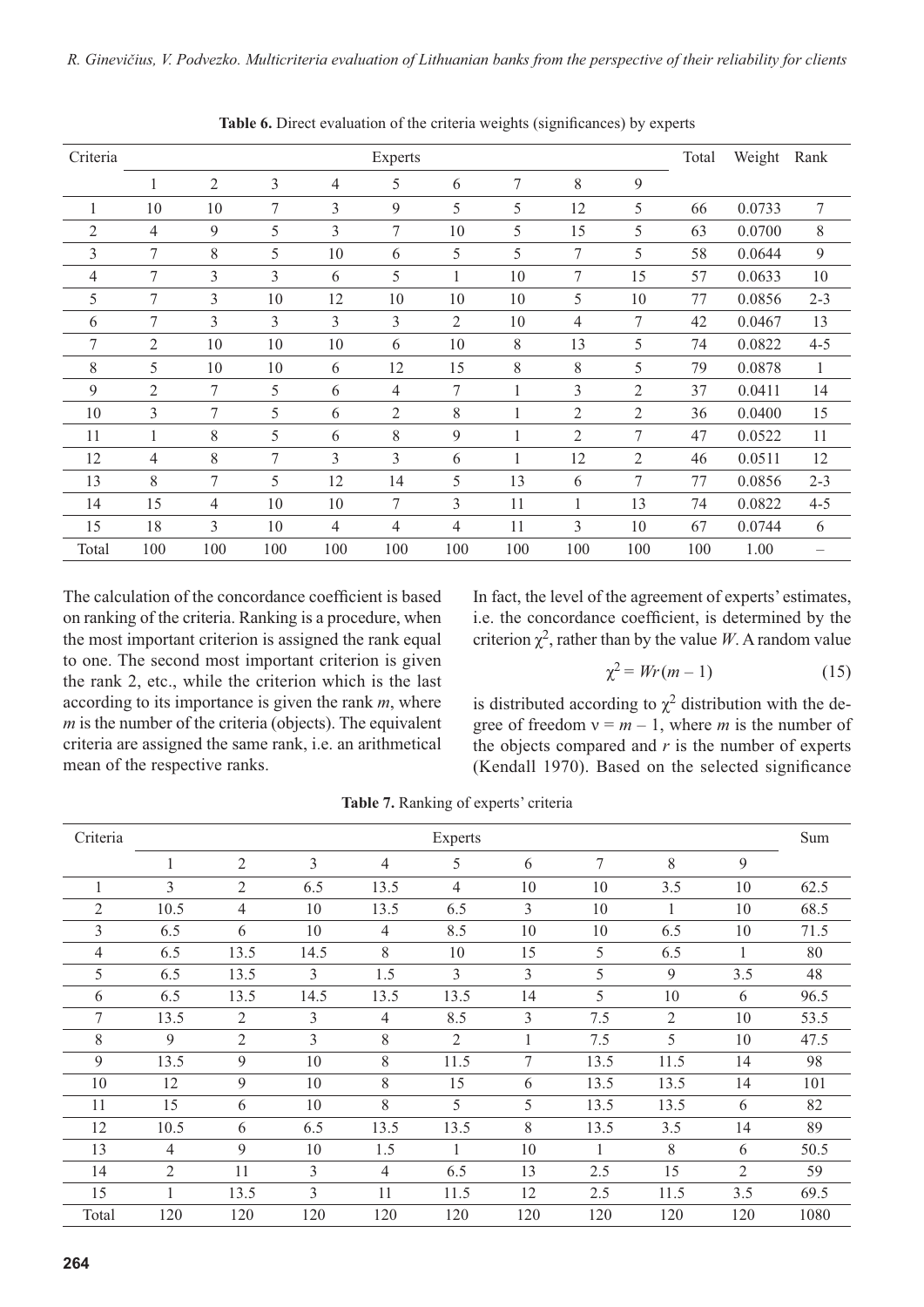**Table 6.** Direct evaluation of the criteria weights (significances) by experts

| Criteria | Experts | | | | | | | | | Total | Weight | Rank |
|---|---|---|---|---|---|---|---|---|---|---|---|---|
| | 1 | 2 | 3 | 4 | 5 | 6 | 7 | 8 | 9 | | | |
| 1 | 10 | 10 | 7 | 3 | 9 | 5 | 5 | 12 | 5 | 66 | 0.0733 | 7 |
| 2 | 4 | 9 | 5 | 3 | 7 | 10 | 5 | 15 | 5 | 63 | 0.0700 | 8 |
| 3 | 7 | 8 | 5 | 10 | 6 | 5 | 5 | 7 | 5 | 58 | 0.0644 | 9 |
| 4 | 7 | 3 | 3 | 6 | 5 | 1 | 10 | 7 | 15 | 57 | 0.0633 | 10 |
| 5 | 7 | 3 | 10 | 12 | 10 | 10 | 10 | 5 | 10 | 77 | 0.0856 | 2-3 |
| 6 | 7 | 3 | 3 | 3 | 3 | 2 | 10 | 4 | 7 | 42 | 0.0467 | 13 |
| 7 | 2 | 10 | 10 | 10 | 6 | 10 | 8 | 13 | 5 | 74 | 0.0822 | 4-5 |
| 8 | 5 | 10 | 10 | 6 | 12 | 15 | 8 | 8 | 5 | 79 | 0.0878 | 1 |
| 9 | 2 | 7 | 5 | 6 | 4 | 7 | 1 | 3 | 2 | 37 | 0.0411 | 14 |
| 10 | 3 | 7 | 5 | 6 | 2 | 8 | 1 | 2 | 2 | 36 | 0.0400 | 15 |
| 11 | 1 | 8 | 5 | 6 | 8 | 9 | 1 | 2 | 7 | 47 | 0.0522 | 11 |
| 12 | 4 | 8 | 7 | 3 | 3 | 6 | 1 | 12 | 2 | 46 | 0.0511 | 12 |
| 13 | 8 | 7 | 5 | 12 | 14 | 5 | 13 | 6 | 7 | 77 | 0.0856 | 2-3 |
| 14 | 15 | 4 | 10 | 10 | 7 | 3 | 11 | 1 | 13 | 74 | 0.0822 | 4-5 |
| 15 | 18 | 3 | 10 | 4 | 4 | 4 | 11 | 3 | 10 | 67 | 0.0744 | 6 |
| Total | 100 | 100 | 100 | 100 | 100 | 100 | 100 | 100 | 100 | 100 | 1.00 | – |

The calculation of the concordance coefficient is based on ranking of the criteria. Ranking is a procedure, when the most important criterion is assigned the rank equal to one. The second most important criterion is given the rank 2, etc., while the criterion which is the last according to its importance is given the rank $m$, where $m$ is the number of the criteria (objects). The equivalent criteria are assigned the same rank, i.e. an arithmetical mean of the respective ranks.

In fact, the level of the agreement of experts' estimates, i.e. the concordance coefficient, is determined by the criterion $\chi^2$, rather than by the value $W$. A random value

$$\chi^2 = Wr(m-1) \tag{15}$$

is distributed according to $\chi^2$ distribution with the degree of freedom $\nu = m - 1$, where $m$ is the number of the objects compared and $r$ is the number of experts (Kendall 1970). Based on the selected significance

**Table 7.** Ranking of experts' criteria

| Criteria | Experts | | | | | | | | | Sum |
|---|---|---|---|---|---|---|---|---|---|---|
| | 1 | 2 | 3 | 4 | 5 | 6 | 7 | 8 | 9 | |
| 1 | 3 | 2 | 6.5 | 13.5 | 4 | 10 | 10 | 3.5 | 10 | 62.5 |
| 2 | 10.5 | 4 | 10 | 13.5 | 6.5 | 3 | 10 | 1 | 10 | 68.5 |
| 3 | 6.5 | 6 | 10 | 4 | 8.5 | 10 | 10 | 6.5 | 10 | 71.5 |
| 4 | 6.5 | 13.5 | 14.5 | 8 | 10 | 15 | 5 | 6.5 | 1 | 80 |
| 5 | 6.5 | 13.5 | 3 | 1.5 | 3 | 3 | 5 | 9 | 3.5 | 48 |
| 6 | 6.5 | 13.5 | 14.5 | 13.5 | 13.5 | 14 | 5 | 10 | 6 | 96.5 |
| 7 | 13.5 | 2 | 3 | 4 | 8.5 | 3 | 7.5 | 2 | 10 | 53.5 |
| 8 | 9 | 2 | 3 | 8 | 2 | 1 | 7.5 | 5 | 10 | 47.5 |
| 9 | 13.5 | 9 | 10 | 8 | 11.5 | 7 | 13.5 | 11.5 | 14 | 98 |
| 10 | 12 | 9 | 10 | 8 | 15 | 6 | 13.5 | 13.5 | 14 | 101 |
| 11 | 15 | 6 | 10 | 8 | 5 | 5 | 13.5 | 13.5 | 6 | 82 |
| 12 | 10.5 | 6 | 6.5 | 13.5 | 13.5 | 8 | 13.5 | 3.5 | 14 | 89 |
| 13 | 4 | 9 | 10 | 1.5 | 1 | 10 | 1 | 8 | 6 | 50.5 |
| 14 | 2 | 11 | 3 | 4 | 6.5 | 13 | 2.5 | 15 | 2 | 59 |
| 15 | 1 | 13.5 | 3 | 11 | 11.5 | 12 | 2.5 | 11.5 | 3.5 | 69.5 |
| Total | 120 | 120 | 120 | 120 | 120 | 120 | 120 | 120 | 120 | 1080 |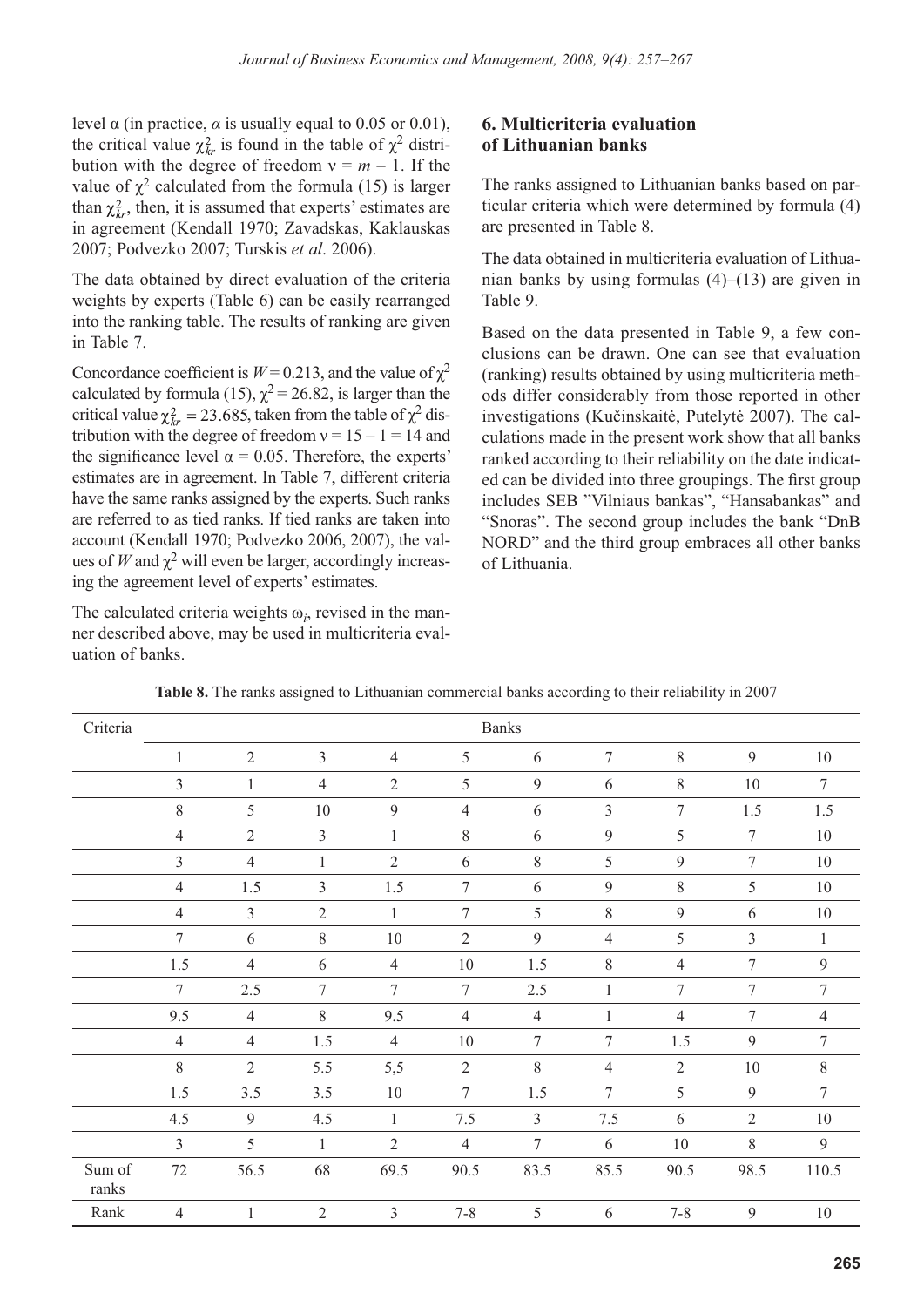level α (in practice, $\alpha$ is usually equal to 0.05 or 0.01), the critical value $\chi^2_{kr}$ is found in the table of $\chi^2$ distribution with the degree of freedom $\nu = m - 1$. If the value of $\chi^2$ calculated from the formula (15) is larger than $\chi^2_{kr}$, then, it is assumed that experts' estimates are in agreement (Kendall 1970; Zavadskas, Kaklauskas 2007; Podvezko 2007; Turskis *et al*. 2006).

The data obtained by direct evaluation of the criteria weights by experts (Table 6) can be easily rearranged into the ranking table. The results of ranking are given in Table 7.

Concordance coefficient is $W = 0.213$, and the value of $\chi^2$ calculated by formula (15), $\chi^2 = 26.82$, is larger than the critical value $\chi^2_{kr} = 23.685$, taken from the table of $\chi^2$ distribution with the degree of freedom $\nu = 15 - 1 = 14$ and the significance level $\alpha = 0.05$. Therefore, the experts' estimates are in agreement. In Table 7, different criteria have the same ranks assigned by the experts. Such ranks are referred to as tied ranks. If tied ranks are taken into account (Kendall 1970; Podvezko 2006, 2007), the values of $W$ and $\chi^2$ will even be larger, accordingly increasing the agreement level of experts' estimates.

The calculated criteria weights $\omega_i$, revised in the manner described above, may be used in multicriteria evaluation of banks.

## 6. Multicriteria evaluation of Lithuanian banks

The ranks assigned to Lithuanian banks based on particular criteria which were determined by formula (4) are presented in Table 8.

The data obtained in multicriteria evaluation of Lithuanian banks by using formulas (4)–(13) are given in Table 9.

Based on the data presented in Table 9, a few conclusions can be drawn. One can see that evaluation (ranking) results obtained by using multicriteria methods differ considerably from those reported in other investigations (Kučinskaitė, Putelytė 2007). The calculations made in the present work show that all banks ranked according to their reliability on the date indicated can be divided into three groupings. The first group includes SEB "Vilniaus bankas", "Hansabankas" and "Snoras". The second group includes the bank "DnB NORD" and the third group embraces all other banks of Lithuania.

**Table 8.** The ranks assigned to Lithuanian commercial banks according to their reliability in 2007

| Criteria | Banks | | | | | | | | | |
|---|---|---|---|---|---|---|---|---|---|---|
| | 1 | 2 | 3 | 4 | 5 | 6 | 7 | 8 | 9 | 10 |
| | 3 | 1 | 4 | 2 | 5 | 9 | 6 | 8 | 10 | 7 |
| | 8 | 5 | 10 | 9 | 4 | 6 | 3 | 7 | 1.5 | 1.5 |
| | 4 | 2 | 3 | 1 | 8 | 6 | 9 | 5 | 7 | 10 |
| | 3 | 4 | 1 | 2 | 6 | 8 | 5 | 9 | 7 | 10 |
| | 4 | 1.5 | 3 | 1.5 | 7 | 6 | 9 | 8 | 5 | 10 |
| | 4 | 3 | 2 | 1 | 7 | 5 | 8 | 9 | 6 | 10 |
| | 7 | 6 | 8 | 10 | 2 | 9 | 4 | 5 | 3 | 1 |
| | 1.5 | 4 | 6 | 4 | 10 | 1.5 | 8 | 4 | 7 | 9 |
| | 7 | 2.5 | 7 | 7 | 7 | 2.5 | 1 | 7 | 7 | 7 |
| | 9.5 | 4 | 8 | 9.5 | 4 | 4 | 1 | 4 | 7 | 4 |
| | 4 | 4 | 1.5 | 4 | 10 | 7 | 7 | 1.5 | 9 | 7 |
| | 8 | 2 | 5.5 | 5,5 | 2 | 8 | 4 | 2 | 10 | 8 |
| | 1.5 | 3.5 | 3.5 | 10 | 7 | 1.5 | 7 | 5 | 9 | 7 |
| | 4.5 | 9 | 4.5 | 1 | 7.5 | 3 | 7.5 | 6 | 2 | 10 |
| | 3 | 5 | 1 | 2 | 4 | 7 | 6 | 10 | 8 | 9 |
| Sum of ranks | 72 | 56.5 | 68 | 69.5 | 90.5 | 83.5 | 85.5 | 90.5 | 98.5 | 110.5 |
| Rank | 4 | 1 | 2 | 3 | 7-8 | 5 | 6 | 7-8 | 9 | 10 |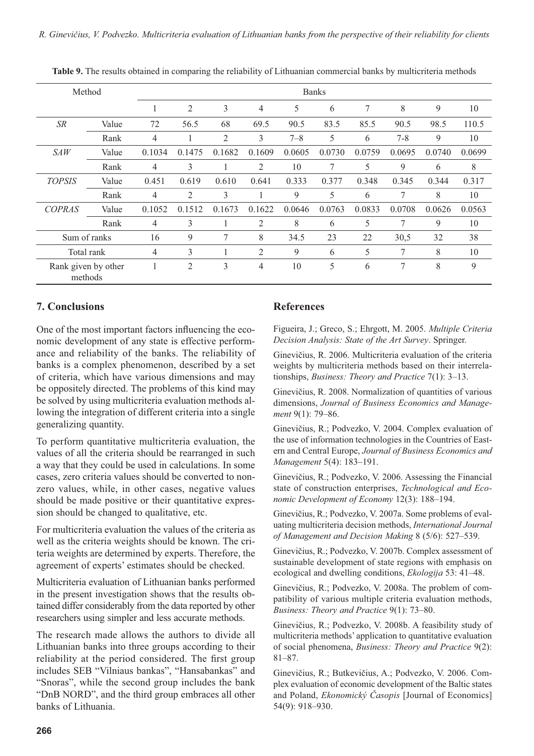**Table 9.** The results obtained in comparing the reliability of Lithuanian commercial banks by multicriteria methods

| Method | | Banks | | | | | | | | | |
|---|---|---|---|---|---|---|---|---|---|---|---|
| | | 1 | 2 | 3 | 4 | 5 | 6 | 7 | 8 | 9 | 10 |
| *SR* | Value | 72 | 56.5 | 68 | 69.5 | 90.5 | 83.5 | 85.5 | 90.5 | 98.5 | 110.5 |
| | Rank | 4 | 1 | 2 | 3 | 7–8 | 5 | 6 | 7-8 | 9 | 10 |
| *SAW* | Value | 0.1034 | 0.1475 | 0.1682 | 0.1609 | 0.0605 | 0.0730 | 0.0759 | 0.0695 | 0.0740 | 0.0699 |
| | Rank | 4 | 3 | 1 | 2 | 10 | 7 | 5 | 9 | 6 | 8 |
| *TOPSIS* | Value | 0.451 | 0.619 | 0.610 | 0.641 | 0.333 | 0.377 | 0.348 | 0.345 | 0.344 | 0.317 |
| | Rank | 4 | 2 | 3 | 1 | 9 | 5 | 6 | 7 | 8 | 10 |
| *COPRAS* | Value | 0.1052 | 0.1512 | 0.1673 | 0.1622 | 0.0646 | 0.0763 | 0.0833 | 0.0708 | 0.0626 | 0.0563 |
| | Rank | 4 | 3 | 1 | 2 | 8 | 6 | 5 | 7 | 9 | 10 |
| Sum of ranks | | 16 | 9 | 7 | 8 | 34.5 | 23 | 22 | 30,5 | 32 | 38 |
| Total rank | | 4 | 3 | 1 | 2 | 9 | 6 | 5 | 7 | 8 | 10 |
| Rank given by other methods | | 1 | 2 | 3 | 4 | 10 | 5 | 6 | 7 | 8 | 9 |

## 7. Conclusions

One of the most important factors influencing the economic development of any state is effective performance and reliability of the banks. The reliability of banks is a complex phenomenon, described by a set of criteria, which have various dimensions and may be oppositely directed. The problems of this kind may be solved by using multicriteria evaluation methods allowing the integration of different criteria into a single generalizing quantity.

To perform quantitative multicriteria evaluation, the values of all the criteria should be rearranged in such a way that they could be used in calculations. In some cases, zero criteria values should be converted to nonzero values, while, in other cases, negative values should be made positive or their quantitative expression should be changed to qualitative, etc.

For multicriteria evaluation the values of the criteria as well as the criteria weights should be known. The criteria weights are determined by experts. Therefore, the agreement of experts' estimates should be checked.

Multicriteria evaluation of Lithuanian banks performed in the present investigation shows that the results obtained differ considerably from the data reported by other researchers using simpler and less accurate methods.

The research made allows the authors to divide all Lithuanian banks into three groups according to their reliability at the period considered. The first group includes SEB "Vilniaus bankas", "Hansabankas" and "Snoras", while the second group includes the bank "DnB NORD", and the third group embraces all other banks of Lithuania.

## References

Figueira, J.; Greco, S.; Ehrgott, M. 2005. *Multiple Criteria Decision Analysis: State of the Art Survey*. Springer.

Ginevičius, R. 2006. Multicriteria evaluation of the criteria weights by multicriteria methods based on their interrelationships, *Business: Theory and Practice* 7(1): 3–13.

Ginevičius, R. 2008. Normalization of quantities of various dimensions, *Journal of Business Economics and Management* 9(1): 79–86.

Ginevičius, R.; Podvezko, V. 2004. Complex evaluation of the use of information technologies in the Countries of Eastern and Central Europe, *Journal of Business Economics and Management* 5(4): 183–191.

Ginevičius, R.; Podvezko, V. 2006. Assessing the Financial state of construction enterprises, *Technological and Economic Development of Economy* 12(3): 188–194.

Ginevičius, R.; Podvezko, V. 2007a. Some problems of evaluating multicriteria decision methods, *International Journal of Management and Decision Making* 8 (5/6): 527–539.

Ginevičius, R.; Podvezko, V. 2007b. Complex assessment of sustainable development of state regions with emphasis on ecological and dwelling conditions, *Ekologija* 53: 41–48.

Ginevičius, R.; Podvezko, V. 2008a. The problem of compatibility of various multiple criteria evaluation methods, *Business: Theory and Practice* 9(1): 73–80.

Ginevičius, R.; Podvezko, V. 2008b. A feasibility study of multicriteria methods' application to quantitative evaluation of social phenomena, *Business: Theory and Practice* 9(2): 81–87.

Ginevičius, R.; Butkevičius, A.; Podvezko, V. 2006. Complex evaluation of economic development of the Baltic states and Poland, *Ekonomický Časopis* [Journal of Economics] 54(9): 918–930.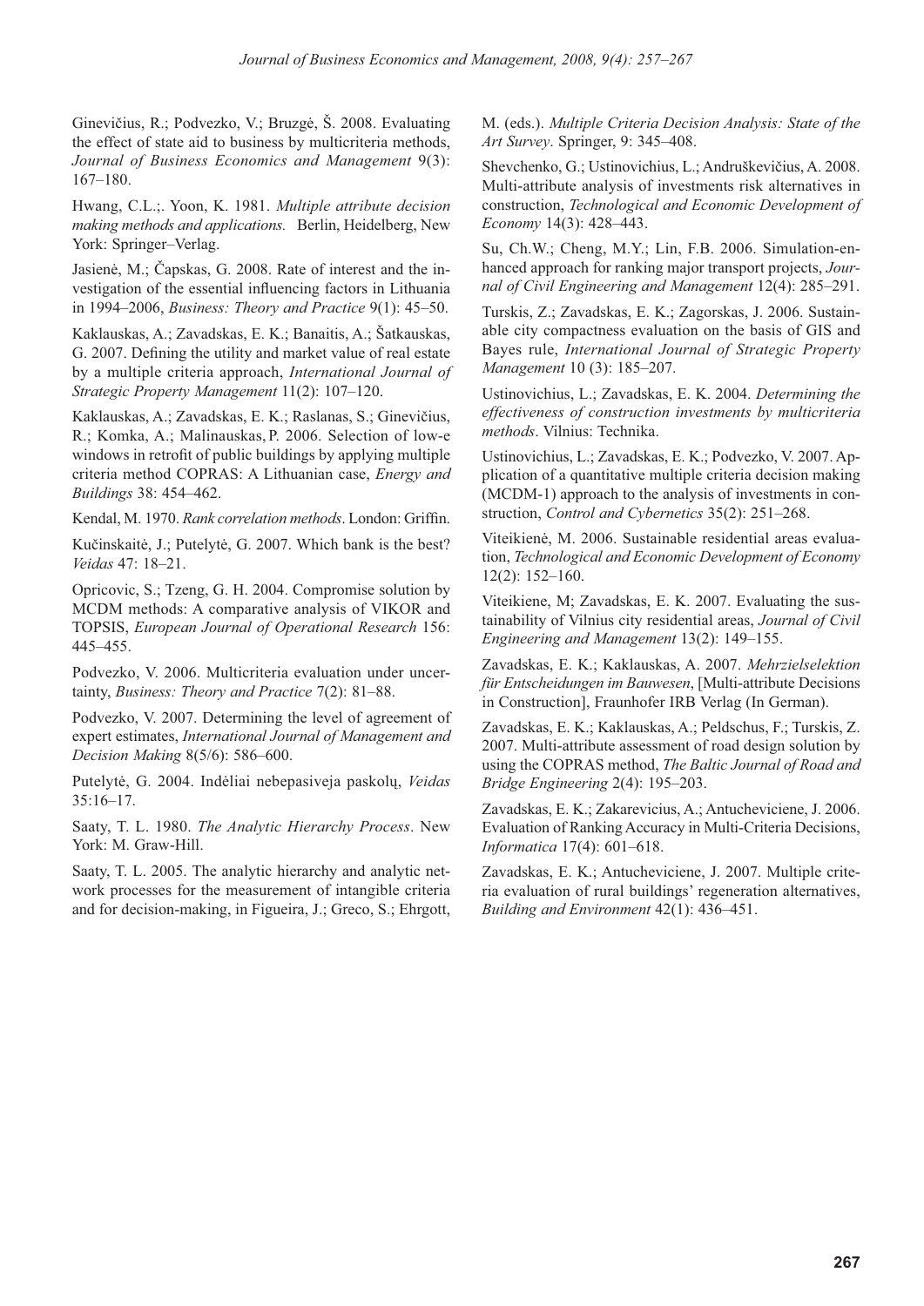Ginevičius, R.; Podvezko, V.; Bruzgė, Š. 2008. Evaluating the effect of state aid to business by multicriteria methods, *Journal of Business Economics and Management* 9(3): 167–180.

Hwang, C.L.;. Yoon, K. 1981. *Multiple attribute decision making methods and applications.* Berlin, Heidelberg, New York: Springer–Verlag.

Jasienė, M.; Čapskas, G. 2008. Rate of interest and the investigation of the essential influencing factors in Lithuania in 1994–2006, *Business: Theory and Practice* 9(1): 45–50.

Kaklauskas, A.; Zavadskas, E. K.; Banaitis, A.; Šatkauskas, G. 2007. Defining the utility and market value of real estate by a multiple criteria approach, *International Journal of Strategic Property Management* 11(2): 107–120.

Kaklauskas, A.; Zavadskas, E. K.; Raslanas, S.; Ginevičius, R.; Komka, A.; Malinauskas, P. 2006. Selection of low-e windows in retrofit of public buildings by applying multiple criteria method COPRAS: A Lithuanian case, *Energy and Buildings* 38: 454–462.

Kendal, M. 1970. *Rank correlation methods*. London: Griffin.

Kučinskaitė, J.; Putelytė, G. 2007. Which bank is the best? *Veidas* 47: 18–21.

Opricovic, S.; Tzeng, G. H. 2004. Compromise solution by MCDM methods: A comparative analysis of VIKOR and TOPSIS, *European Journal of Operational Research* 156: 445–455.

Podvezko, V. 2006. Multicriteria evaluation under uncertainty, *Business: Theory and Practice* 7(2): 81–88.

Podvezko, V. 2007. Determining the level of agreement of expert estimates, *International Journal of Management and Decision Making* 8(5/6): 586–600.

Putelytė, G. 2004. Indėliai nebepasiveja paskolų, *Veidas* 35:16–17.

Saaty, T. L. 1980. *The Analytic Hierarchy Process*. New York: M. Graw-Hill.

Saaty, T. L. 2005. The analytic hierarchy and analytic network processes for the measurement of intangible criteria and for decision-making, in Figueira, J.; Greco, S.; Ehrgott, M. (eds.). *Multiple Criteria Decision Analysis: State of the Art Survey*. Springer, 9: 345–408.

Shevchenko, G.; Ustinovichius, L.; Andruškevičius, A. 2008. Multi-attribute analysis of investments risk alternatives in construction, *Technological and Economic Development of Economy* 14(3): 428–443.

Su, Ch.W.; Cheng, M.Y.; Lin, F.B. 2006. Simulation-enhanced approach for ranking major transport projects, *Journal of Civil Engineering and Management* 12(4): 285–291.

Turskis, Z.; Zavadskas, E. K.; Zagorskas, J. 2006. Sustainable city compactness evaluation on the basis of GIS and Bayes rule, *International Journal of Strategic Property Management* 10 (3): 185–207.

Ustinovichius, L.; Zavadskas, E. K. 2004. *Determining the effectiveness of construction investments by multicriteria methods*. Vilnius: Technika.

Ustinovichius, L.; Zavadskas, E. K.; Podvezko, V. 2007. Application of a quantitative multiple criteria decision making (MCDM-1) approach to the analysis of investments in construction, *Control and Cybernetics* 35(2): 251–268.

Viteikienė, M. 2006. Sustainable residential areas evaluation, *Technological and Economic Development of Economy* 12(2): 152–160.

Viteikiene, M; Zavadskas, E. K. 2007. Evaluating the sustainability of Vilnius city residential areas, *Journal of Civil Engineering and Management* 13(2): 149–155.

Zavadskas, E. K.; Kaklauskas, A. 2007. *Mehrzielselektion für Entscheidungen im Bauwesen*, [Multi-attribute Decisions in Construction], Fraunhofer IRB Verlag (In German).

Zavadskas, E. K.; Kaklauskas, A.; Peldschus, F.; Turskis, Z. 2007. Multi-attribute assessment of road design solution by using the COPRAS method, *The Baltic Journal of Road and Bridge Engineering* 2(4): 195–203.

Zavadskas, E. K.; Zakarevicius, A.; Antucheviciene, J. 2006. Evaluation of Ranking Accuracy in Multi-Criteria Decisions, *Informatica* 17(4): 601–618.

Zavadskas, E. K.; Antucheviciene, J. 2007. Multiple criteria evaluation of rural buildings' regeneration alternatives, *Building and Environment* 42(1): 436–451.